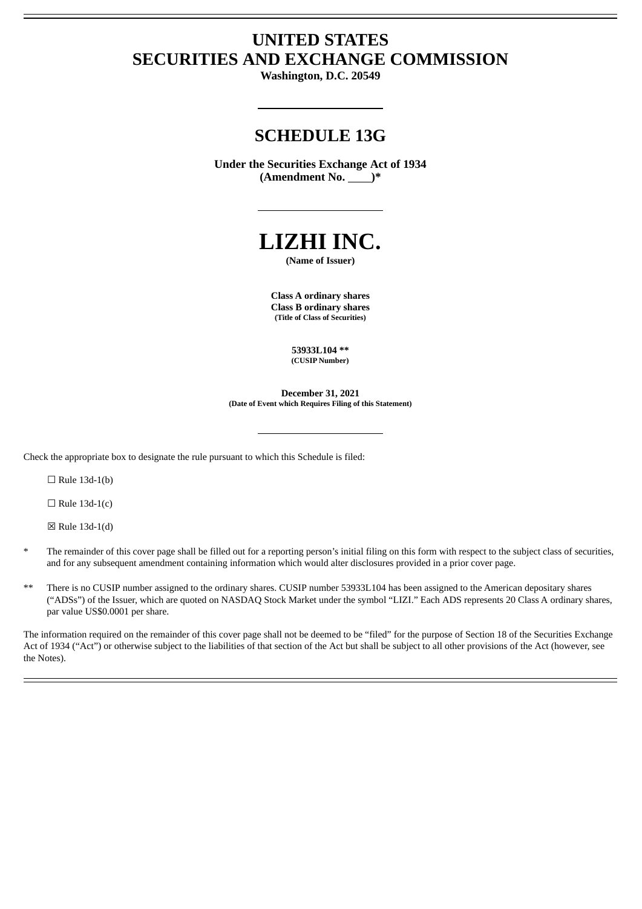# UNITED STATES
# SECURITIES AND EXCHANGE COMMISSION

**Washington, D.C. 20549**

## SCHEDULE 13G

**Under the Securities Exchange Act of 1934**
**(Amendment No. \_\_\_\_)***

# LIZHI INC.

**(Name of Issuer)**

**Class A ordinary shares**
**Class B ordinary shares**
**(Title of Class of Securities)**

**53933L104 ****
**(CUSIP Number)**

**December 31, 2021**
**(Date of Event which Requires Filing of this Statement)**

Check the appropriate box to designate the rule pursuant to which this Schedule is filed:

☐ Rule 13d-1(b)

☐ Rule 13d-1(c)

☒ Rule 13d-1(d)

\* The remainder of this cover page shall be filled out for a reporting person's initial filing on this form with respect to the subject class of securities, and for any subsequent amendment containing information which would alter disclosures provided in a prior cover page.

\** There is no CUSIP number assigned to the ordinary shares. CUSIP number 53933L104 has been assigned to the American depositary shares ("ADSs") of the Issuer, which are quoted on NASDAQ Stock Market under the symbol "LIZI." Each ADS represents 20 Class A ordinary shares, par value US$0.0001 per share.

The information required on the remainder of this cover page shall not be deemed to be "filed" for the purpose of Section 18 of the Securities Exchange Act of 1934 ("Act") or otherwise subject to the liabilities of that section of the Act but shall be subject to all other provisions of the Act (however, see the Notes).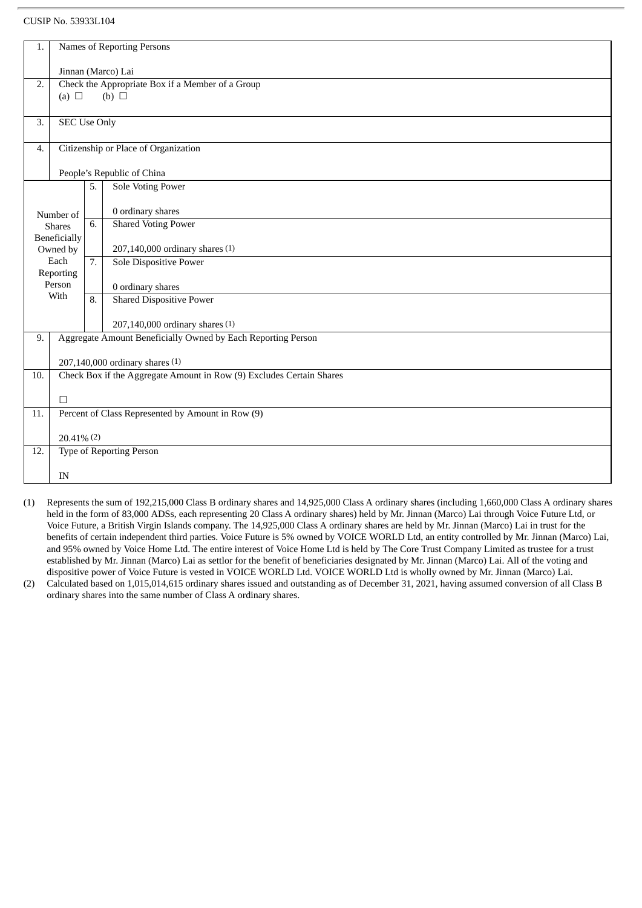CUSIP No. 53933L104

| 1. | Names of Reporting Persons<br><br>Jinnan (Marco) Lai | | |
|---|---|---|---|
| 2. | Check the Appropriate Box if a Member of a Group<br>(a) ☐ (b) ☐ | | |
| 3. | SEC Use Only | | |
| 4. | Citizenship or Place of Organization<br><br>People's Republic of China | | |
| Number of Shares Beneficially Owned by Each Reporting Person With | 5. | Sole Voting Power<br><br>0 ordinary shares | |
| | 6. | Shared Voting Power<br><br>207,140,000 ordinary shares (1) | |
| | 7. | Sole Dispositive Power<br><br>0 ordinary shares | |
| | 8. | Shared Dispositive Power<br><br>207,140,000 ordinary shares (1) | |
| 9. | Aggregate Amount Beneficially Owned by Each Reporting Person<br><br>207,140,000 ordinary shares (1) | | |
| 10. | Check Box if the Aggregate Amount in Row (9) Excludes Certain Shares<br><br>☐ | | |
| 11. | Percent of Class Represented by Amount in Row (9)<br><br>20.41% (2) | | |
| 12. | Type of Reporting Person<br><br>IN | | |

(1) Represents the sum of 192,215,000 Class B ordinary shares and 14,925,000 Class A ordinary shares (including 1,660,000 Class A ordinary shares held in the form of 83,000 ADSs, each representing 20 Class A ordinary shares) held by Mr. Jinnan (Marco) Lai through Voice Future Ltd, or Voice Future, a British Virgin Islands company. The 14,925,000 Class A ordinary shares are held by Mr. Jinnan (Marco) Lai in trust for the benefits of certain independent third parties. Voice Future is 5% owned by VOICE WORLD Ltd, an entity controlled by Mr. Jinnan (Marco) Lai, and 95% owned by Voice Home Ltd. The entire interest of Voice Home Ltd is held by The Core Trust Company Limited as trustee for a trust established by Mr. Jinnan (Marco) Lai as settlor for the benefit of beneficiaries designated by Mr. Jinnan (Marco) Lai. All of the voting and dispositive power of Voice Future is vested in VOICE WORLD Ltd. VOICE WORLD Ltd is wholly owned by Mr. Jinnan (Marco) Lai.

(2) Calculated based on 1,015,014,615 ordinary shares issued and outstanding as of December 31, 2021, having assumed conversion of all Class B ordinary shares into the same number of Class A ordinary shares.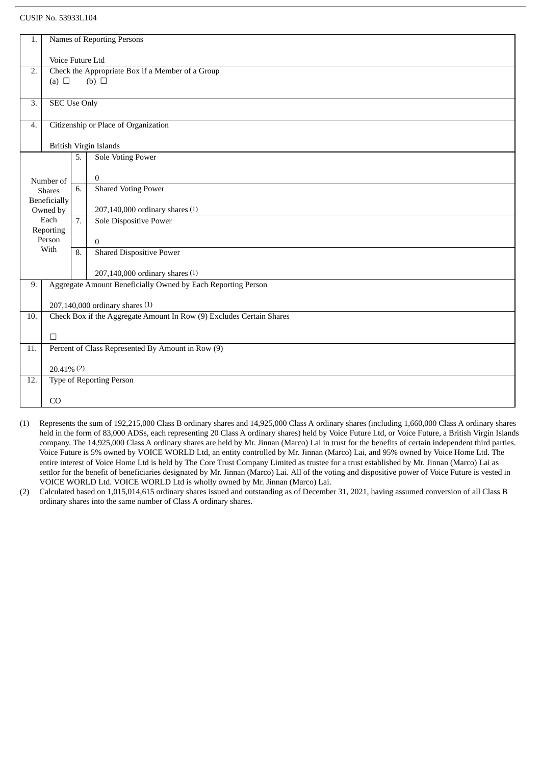CUSIP No. 53933L104

| 1. | Names of Reporting Persons<br><br>Voice Future Ltd | | |
|---|---|---|---|
| 2. | Check the Appropriate Box if a Member of a Group<br>(a) ☐ (b) ☐ | | |
| 3. | SEC Use Only | | |
| 4. | Citizenship or Place of Organization<br><br>British Virgin Islands | | |
| Number of Shares Beneficially Owned by Each Reporting Person With | 5. | Sole Voting Power<br><br>0 | |
| | 6. | Shared Voting Power<br><br>207,140,000 ordinary shares (1) | |
| | 7. | Sole Dispositive Power<br><br>0 | |
| | 8. | Shared Dispositive Power<br><br>207,140,000 ordinary shares (1) | |
| 9. | Aggregate Amount Beneficially Owned by Each Reporting Person<br><br>207,140,000 ordinary shares (1) | | |
| 10. | Check Box if the Aggregate Amount In Row (9) Excludes Certain Shares<br><br>☐ | | |
| 11. | Percent of Class Represented By Amount in Row (9)<br><br>20.41% (2) | | |
| 12. | Type of Reporting Person<br><br>CO | | |

(1) Represents the sum of 192,215,000 Class B ordinary shares and 14,925,000 Class A ordinary shares (including 1,660,000 Class A ordinary shares held in the form of 83,000 ADSs, each representing 20 Class A ordinary shares) held by Voice Future Ltd, or Voice Future, a British Virgin Islands company. The 14,925,000 Class A ordinary shares are held by Mr. Jinnan (Marco) Lai in trust for the benefits of certain independent third parties. Voice Future is 5% owned by VOICE WORLD Ltd, an entity controlled by Mr. Jinnan (Marco) Lai, and 95% owned by Voice Home Ltd. The entire interest of Voice Home Ltd is held by The Core Trust Company Limited as trustee for a trust established by Mr. Jinnan (Marco) Lai as settlor for the benefit of beneficiaries designated by Mr. Jinnan (Marco) Lai. All of the voting and dispositive power of Voice Future is vested in VOICE WORLD Ltd. VOICE WORLD Ltd is wholly owned by Mr. Jinnan (Marco) Lai.

(2) Calculated based on 1,015,014,615 ordinary shares issued and outstanding as of December 31, 2021, having assumed conversion of all Class B ordinary shares into the same number of Class A ordinary shares.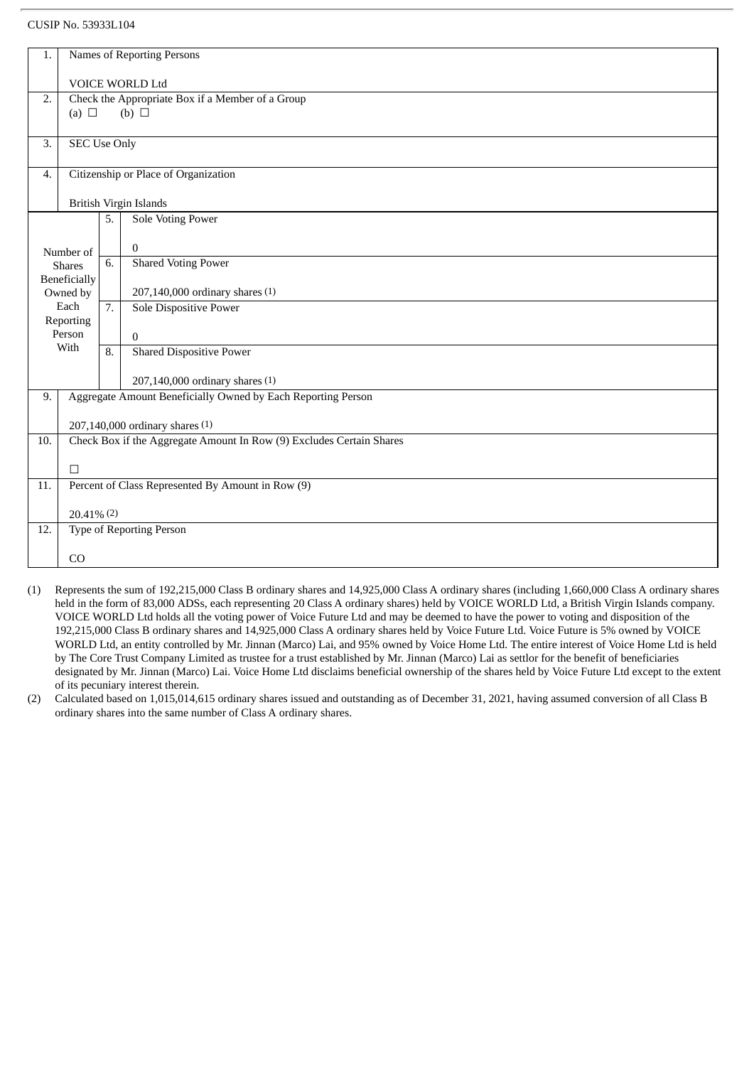CUSIP No. 53933L104

| 1. | Names of Reporting Persons<br><br>VOICE WORLD Ltd | | |
|---|---|---|---|
| 2. | Check the Appropriate Box if a Member of a Group<br>(a) ☐ (b) ☐ | | |
| 3. | SEC Use Only | | |
| 4. | Citizenship or Place of Organization<br><br>British Virgin Islands | | |
| Number of Shares Beneficially Owned by Each Reporting Person With | 5. | Sole Voting Power<br><br>0 | |
| | 6. | Shared Voting Power<br><br>207,140,000 ordinary shares (1) | |
| | 7. | Sole Dispositive Power<br><br>0 | |
| | 8. | Shared Dispositive Power<br><br>207,140,000 ordinary shares (1) | |
| 9. | Aggregate Amount Beneficially Owned by Each Reporting Person<br><br>207,140,000 ordinary shares (1) | | |
| 10. | Check Box if the Aggregate Amount In Row (9) Excludes Certain Shares<br><br>☐ | | |
| 11. | Percent of Class Represented By Amount in Row (9)<br><br>20.41% (2) | | |
| 12. | Type of Reporting Person<br><br>CO | | |

(1) Represents the sum of 192,215,000 Class B ordinary shares and 14,925,000 Class A ordinary shares (including 1,660,000 Class A ordinary shares held in the form of 83,000 ADSs, each representing 20 Class A ordinary shares) held by VOICE WORLD Ltd, a British Virgin Islands company. VOICE WORLD Ltd holds all the voting power of Voice Future Ltd and may be deemed to have the power to voting and disposition of the 192,215,000 Class B ordinary shares and 14,925,000 Class A ordinary shares held by Voice Future Ltd. Voice Future is 5% owned by VOICE WORLD Ltd, an entity controlled by Mr. Jinnan (Marco) Lai, and 95% owned by Voice Home Ltd. The entire interest of Voice Home Ltd is held by The Core Trust Company Limited as trustee for a trust established by Mr. Jinnan (Marco) Lai as settlor for the benefit of beneficiaries designated by Mr. Jinnan (Marco) Lai. Voice Home Ltd disclaims beneficial ownership of the shares held by Voice Future Ltd except to the extent of its pecuniary interest therein.

(2) Calculated based on 1,015,014,615 ordinary shares issued and outstanding as of December 31, 2021, having assumed conversion of all Class B ordinary shares into the same number of Class A ordinary shares.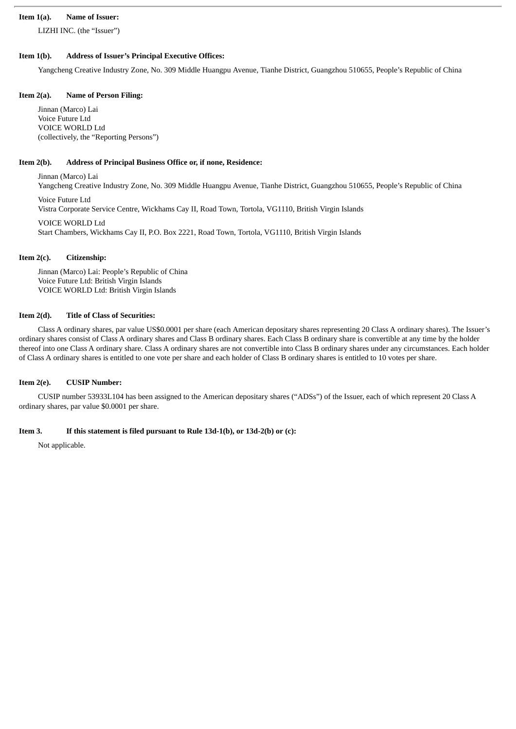**Item 1(a). Name of Issuer:**

LIZHI INC. (the "Issuer")

**Item 1(b). Address of Issuer's Principal Executive Offices:**

Yangcheng Creative Industry Zone, No. 309 Middle Huangpu Avenue, Tianhe District, Guangzhou 510655, People's Republic of China

**Item 2(a). Name of Person Filing:**

Jinnan (Marco) Lai
Voice Future Ltd
VOICE WORLD Ltd
(collectively, the "Reporting Persons")

**Item 2(b). Address of Principal Business Office or, if none, Residence:**

Jinnan (Marco) Lai
Yangcheng Creative Industry Zone, No. 309 Middle Huangpu Avenue, Tianhe District, Guangzhou 510655, People's Republic of China

Voice Future Ltd
Vistra Corporate Service Centre, Wickhams Cay II, Road Town, Tortola, VG1110, British Virgin Islands

VOICE WORLD Ltd
Start Chambers, Wickhams Cay II, P.O. Box 2221, Road Town, Tortola, VG1110, British Virgin Islands

**Item 2(c). Citizenship:**

Jinnan (Marco) Lai: People's Republic of China
Voice Future Ltd: British Virgin Islands
VOICE WORLD Ltd: British Virgin Islands

**Item 2(d). Title of Class of Securities:**

Class A ordinary shares, par value US$0.0001 per share (each American depositary shares representing 20 Class A ordinary shares). The Issuer's ordinary shares consist of Class A ordinary shares and Class B ordinary shares. Each Class B ordinary share is convertible at any time by the holder thereof into one Class A ordinary share. Class A ordinary shares are not convertible into Class B ordinary shares under any circumstances. Each holder of Class A ordinary shares is entitled to one vote per share and each holder of Class B ordinary shares is entitled to 10 votes per share.

**Item 2(e). CUSIP Number:**

CUSIP number 53933L104 has been assigned to the American depositary shares ("ADSs") of the Issuer, each of which represent 20 Class A ordinary shares, par value $0.0001 per share.

**Item 3. If this statement is filed pursuant to Rule 13d-1(b), or 13d-2(b) or (c):**

Not applicable.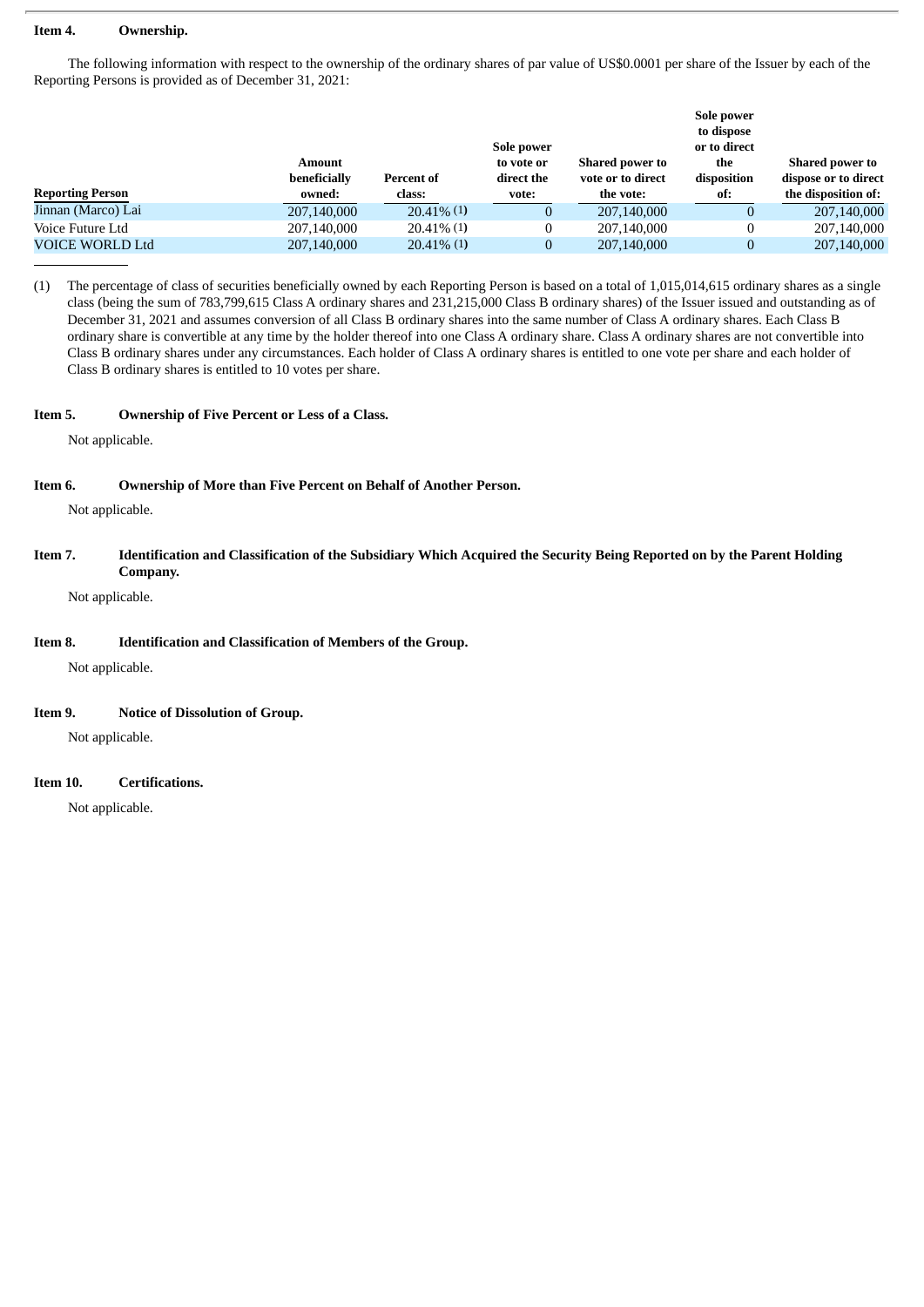**Item 4. Ownership.**

The following information with respect to the ownership of the ordinary shares of par value of US$0.0001 per share of the Issuer by each of the Reporting Persons is provided as of December 31, 2021:

| Reporting Person | Amount beneficially owned: | Percent of class: | Sole power to vote or direct the vote: | Shared power to vote or to direct the vote: | Sole power to dispose or to direct the disposition of: | Shared power to dispose or to direct the disposition of: |
|---|---|---|---|---|---|---|
| Jinnan (Marco) Lai | 207,140,000 | 20.41% (1) | 0 | 207,140,000 | 0 | 207,140,000 |
| Voice Future Ltd | 207,140,000 | 20.41% (1) | 0 | 207,140,000 | 0 | 207,140,000 |
| VOICE WORLD Ltd | 207,140,000 | 20.41% (1) | 0 | 207,140,000 | 0 | 207,140,000 |

(1) The percentage of class of securities beneficially owned by each Reporting Person is based on a total of 1,015,014,615 ordinary shares as a single class (being the sum of 783,799,615 Class A ordinary shares and 231,215,000 Class B ordinary shares) of the Issuer issued and outstanding as of December 31, 2021 and assumes conversion of all Class B ordinary shares into the same number of Class A ordinary shares. Each Class B ordinary share is convertible at any time by the holder thereof into one Class A ordinary share. Class A ordinary shares are not convertible into Class B ordinary shares under any circumstances. Each holder of Class A ordinary shares is entitled to one vote per share and each holder of Class B ordinary shares is entitled to 10 votes per share.

**Item 5. Ownership of Five Percent or Less of a Class.**

Not applicable.

**Item 6. Ownership of More than Five Percent on Behalf of Another Person.**

Not applicable.

**Item 7. Identification and Classification of the Subsidiary Which Acquired the Security Being Reported on by the Parent Holding Company.**

Not applicable.

**Item 8. Identification and Classification of Members of the Group.**

Not applicable.

**Item 9. Notice of Dissolution of Group.**

Not applicable.

**Item 10. Certifications.**

Not applicable.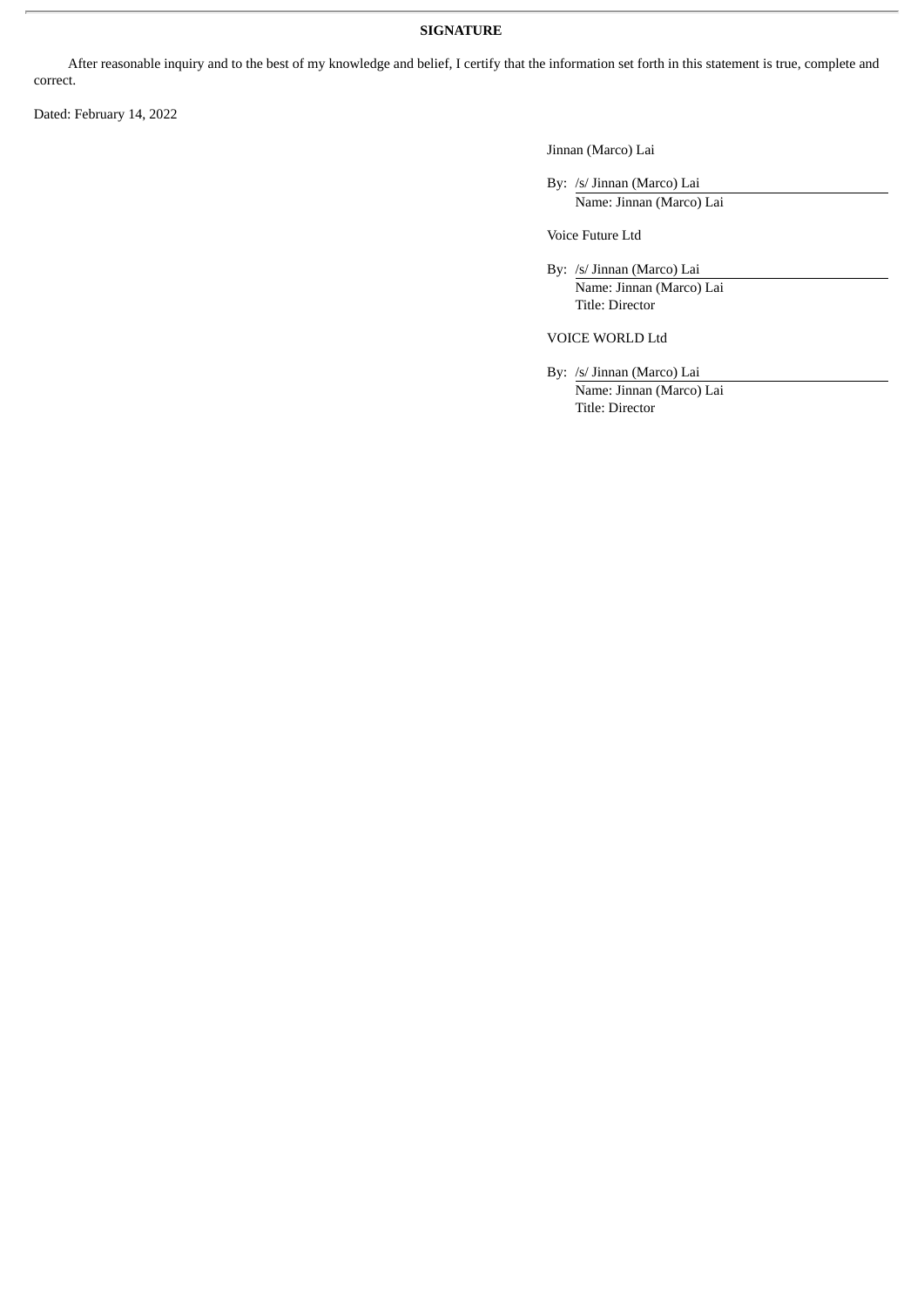**SIGNATURE**

After reasonable inquiry and to the best of my knowledge and belief, I certify that the information set forth in this statement is true, complete and correct.

Dated: February 14, 2022

Jinnan (Marco) Lai

By: /s/ Jinnan (Marco) Lai
Name: Jinnan (Marco) Lai

Voice Future Ltd

By: /s/ Jinnan (Marco) Lai
Name: Jinnan (Marco) Lai
Title: Director

VOICE WORLD Ltd

By: /s/ Jinnan (Marco) Lai
Name: Jinnan (Marco) Lai
Title: Director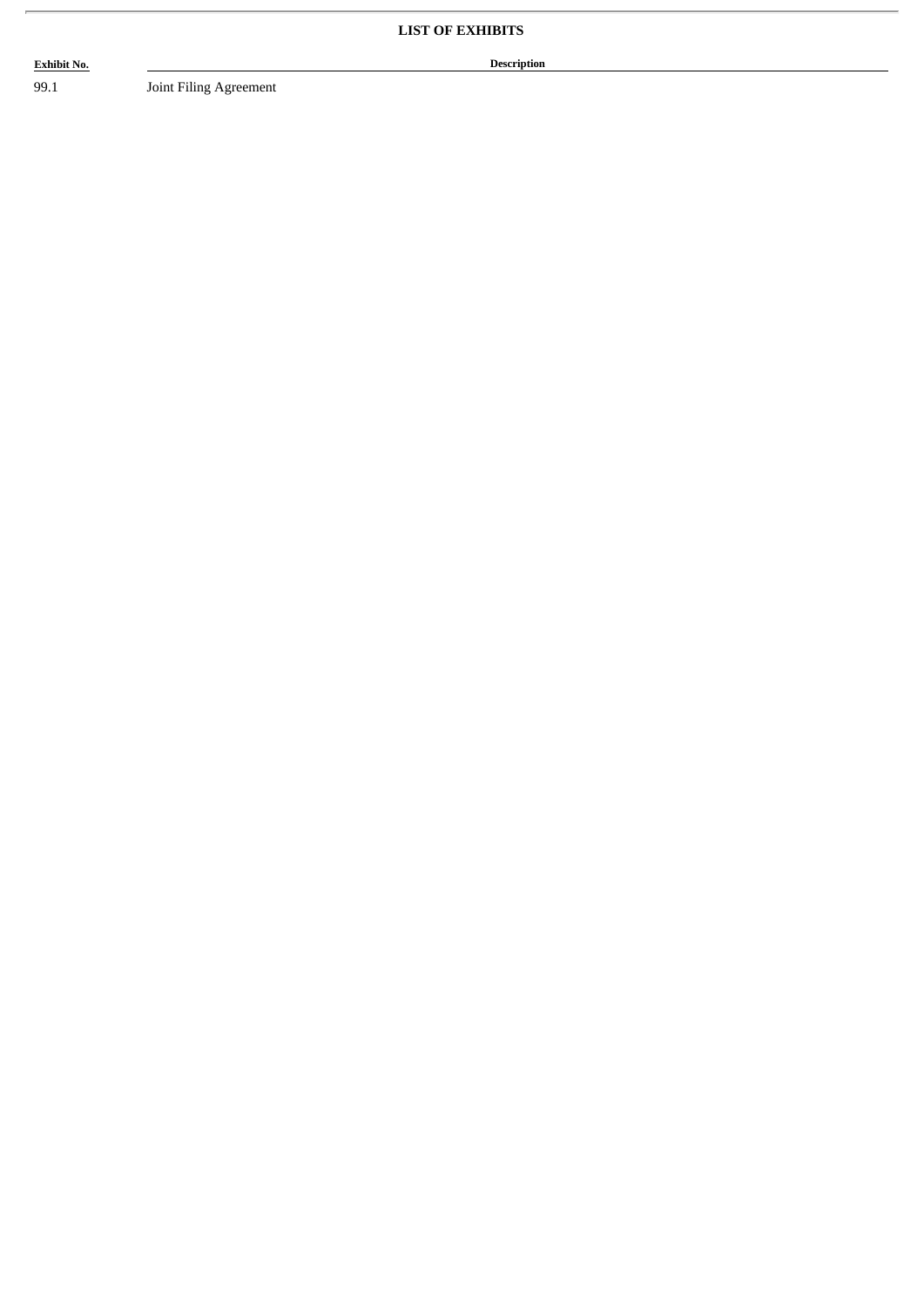## LIST OF EXHIBITS

| Exhibit No. | Description |
|---|---|
| 99.1 | Joint Filing Agreement |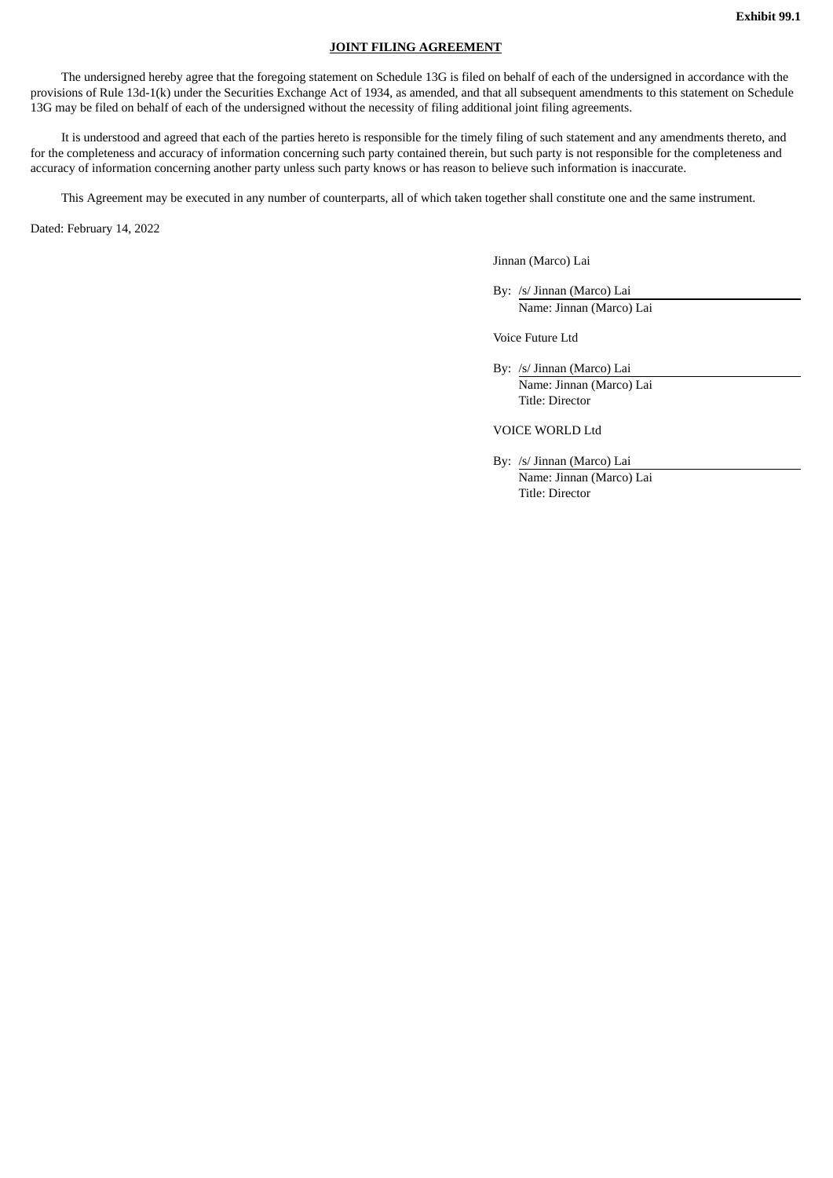**Exhibit 99.1**

**JOINT FILING AGREEMENT**

The undersigned hereby agree that the foregoing statement on Schedule 13G is filed on behalf of each of the undersigned in accordance with the provisions of Rule 13d-1(k) under the Securities Exchange Act of 1934, as amended, and that all subsequent amendments to this statement on Schedule 13G may be filed on behalf of each of the undersigned without the necessity of filing additional joint filing agreements.

It is understood and agreed that each of the parties hereto is responsible for the timely filing of such statement and any amendments thereto, and for the completeness and accuracy of information concerning such party contained therein, but such party is not responsible for the completeness and accuracy of information concerning another party unless such party knows or has reason to believe such information is inaccurate.

This Agreement may be executed in any number of counterparts, all of which taken together shall constitute one and the same instrument.

Dated: February 14, 2022

Jinnan (Marco) Lai

By: /s/ Jinnan (Marco) Lai
Name: Jinnan (Marco) Lai

Voice Future Ltd

By: /s/ Jinnan (Marco) Lai
Name: Jinnan (Marco) Lai
Title: Director

VOICE WORLD Ltd

By: /s/ Jinnan (Marco) Lai
Name: Jinnan (Marco) Lai
Title: Director